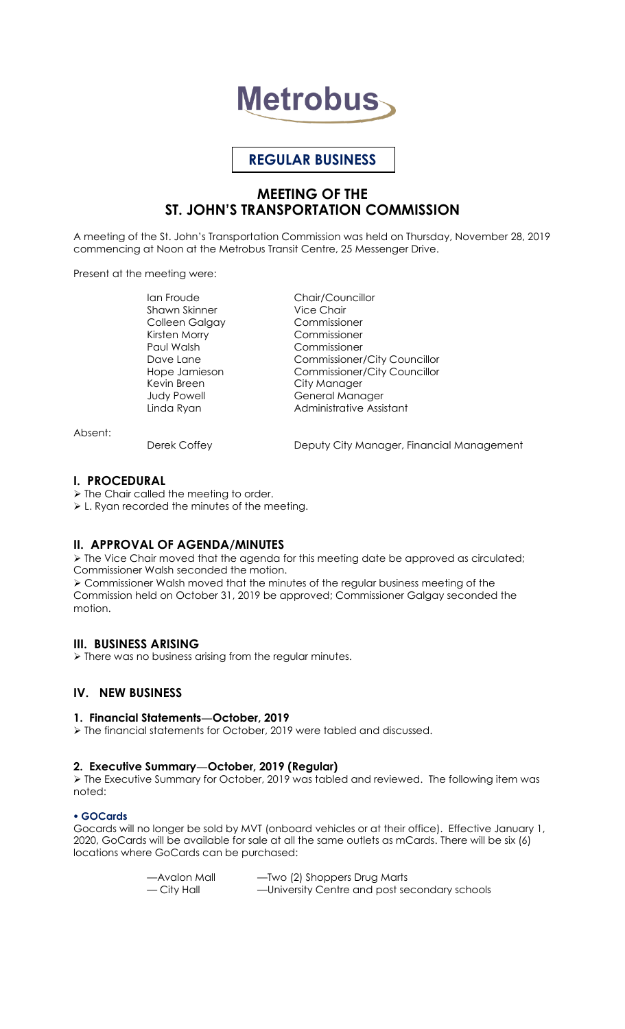# Metrobus

**REGULAR BUSINESS**

## MEETING OF THE ST. JOHN'S TRANSPORTATION COMMISSION

A meeting of the St. John's Transportation Commission was held on Thursday, November 28, 2019 commencing at Noon at the Metrobus Transit Centre, 25 Messenger Drive.

Present at the meeting were:

| | |
|---|---|
| Ian Froude | Chair/Councillor |
| Shawn Skinner | Vice Chair |
| Colleen Galgay | Commissioner |
| Kirsten Morry | Commissioner |
| Paul Walsh | Commissioner |
| Dave Lane | Commissioner/City Councillor |
| Hope Jamieson | Commissioner/City Councillor |
| Kevin Breen | City Manager |
| Judy Powell | General Manager |
| Linda Ryan | Administrative Assistant |

Absent:

| | |
|---|---|
| Derek Coffey | Deputy City Manager, Financial Management |

### I. PROCEDURAL

- The Chair called the meeting to order.
- L. Ryan recorded the minutes of the meeting.

### II. APPROVAL OF AGENDA/MINUTES

- The Vice Chair moved that the agenda for this meeting date be approved as circulated; Commissioner Walsh seconded the motion.
- Commissioner Walsh moved that the minutes of the regular business meeting of the Commission held on October 31, 2019 be approved; Commissioner Galgay seconded the motion.

### III. BUSINESS ARISING

- There was no business arising from the regular minutes.

### IV. NEW BUSINESS

#### 1. Financial Statements—October, 2019

- The financial statements for October, 2019 were tabled and discussed.

#### 2. Executive Summary—October, 2019 (Regular)

- The Executive Summary for October, 2019 was tabled and reviewed. The following item was noted:

**• GOCards**

Gocards will no longer be sold by MVT (onboard vehicles or at their office). Effective January 1, 2020, GoCards will be available for sale at all the same outlets as mCards. There will be six (6) locations where GoCards can be purchased:

| | |
|---|---|
| —Avalon Mall | —Two (2) Shoppers Drug Marts |
| — City Hall | —University Centre and post secondary schools |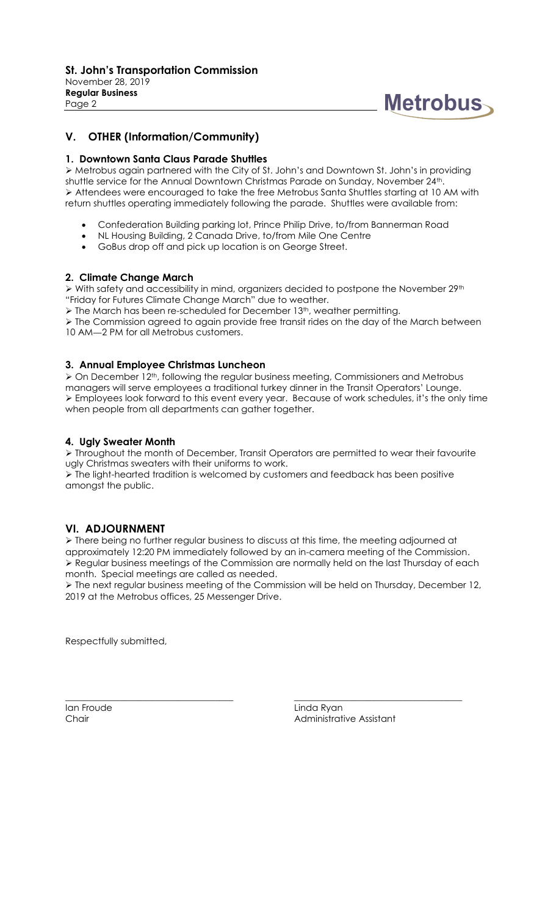## V. OTHER (Information/Community)

### 1. Downtown Santa Claus Parade Shuttles

- Metrobus again partnered with the City of St. John's and Downtown St. John's in providing shuttle service for the Annual Downtown Christmas Parade on Sunday, November 24th.
- Attendees were encouraged to take the free Metrobus Santa Shuttles starting at 10 AM with return shuttles operating immediately following the parade. Shuttles were available from:
  - Confederation Building parking lot, Prince Philip Drive, to/from Bannerman Road
  - NL Housing Building, 2 Canada Drive, to/from Mile One Centre
  - GoBus drop off and pick up location is on George Street.

### 2. Climate Change March

- With safety and accessibility in mind, organizers decided to postpone the November 29th "Friday for Futures Climate Change March" due to weather.
- The March has been re-scheduled for December 13th, weather permitting.
- The Commission agreed to again provide free transit rides on the day of the March between 10 AM—2 PM for all Metrobus customers.

### 3. Annual Employee Christmas Luncheon

- On December 12th, following the regular business meeting, Commissioners and Metrobus managers will serve employees a traditional turkey dinner in the Transit Operators' Lounge.
- Employees look forward to this event every year. Because of work schedules, it's the only time when people from all departments can gather together.

### 4. Ugly Sweater Month

- Throughout the month of December, Transit Operators are permitted to wear their favourite ugly Christmas sweaters with their uniforms to work.
- The light-hearted tradition is welcomed by customers and feedback has been positive amongst the public.

## VI. ADJOURNMENT

- There being no further regular business to discuss at this time, the meeting adjourned at approximately 12:20 PM immediately followed by an in-camera meeting of the Commission.
- Regular business meetings of the Commission are normally held on the last Thursday of each month. Special meetings are called as needed.
- The next regular business meeting of the Commission will be held on Thursday, December 12, 2019 at the Metrobus offices, 25 Messenger Drive.

Respectfully submitted,

| | |
|---|---|
| Ian Froude | Linda Ryan |
| Chair | Administrative Assistant |